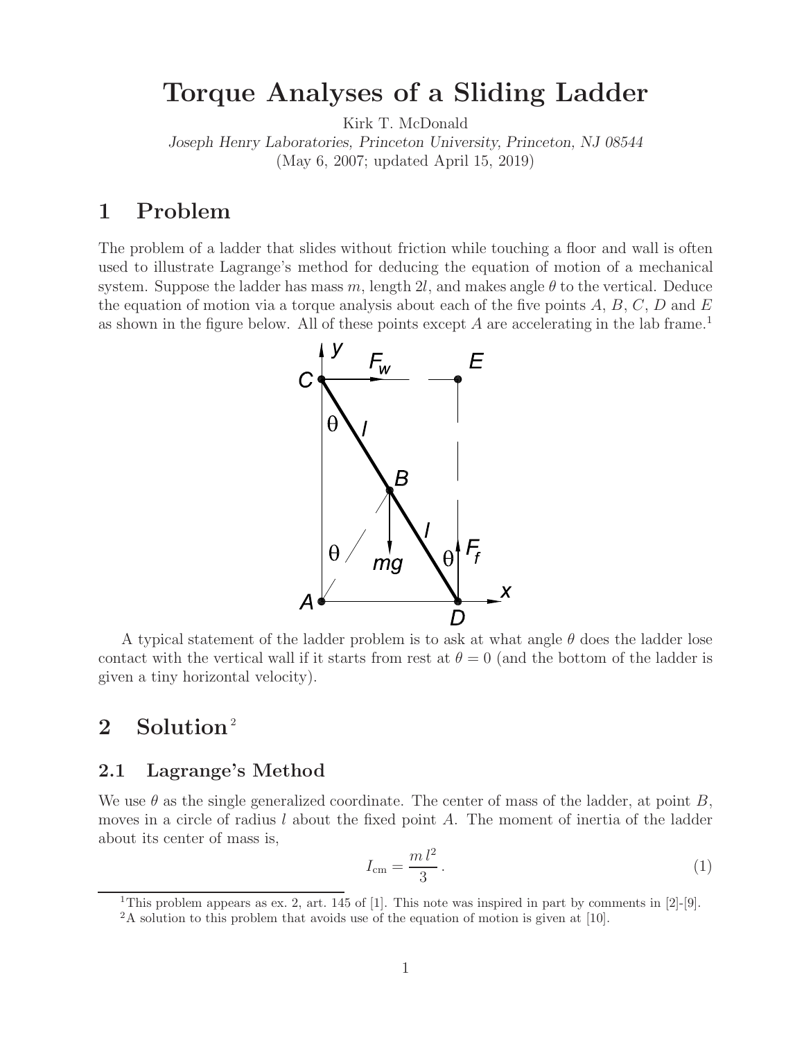# Torque Analyses of a Sliding Ladder

Kirk T. McDonald

*Joseph Henry Laboratories, Princeton University, Princeton, NJ 08544*

(May 6, 2007; updated April 15, 2019)

## 1 Problem

The problem of a ladder that slides without friction while touching a floor and wall is often used to illustrate Lagrange's method for deducing the equation of motion of a mechanical system. Suppose the ladder has mass $m$, length $2l$, and makes angle $\theta$ to the vertical. Deduce the equation of motion via a torque analysis about each of the five points $A$, $B$, $C$, $D$ and $E$ as shown in the figure below. All of these points except $A$ are accelerating in the lab frame.[1]

A typical statement of the ladder problem is to ask at what angle $\theta$ does the ladder lose contact with the vertical wall if it starts from rest at $\theta = 0$ (and the bottom of the ladder is given a tiny horizontal velocity).

## 2 Solution[2]

### 2.1 Lagrange's Method

We use $\theta$ as the single generalized coordinate. The center of mass of the ladder, at point $B$, moves in a circle of radius $l$ about the fixed point $A$. The moment of inertia of the ladder about its center of mass is,

$$I_{\text{cm}} = \frac{m\,l^2}{3}\,. \tag{1}$$

[1] This problem appears as ex. 2, art. 145 of [1]. This note was inspired in part by comments in [2]-[9].

[2] A solution to this problem that avoids use of the equation of motion is given at [10].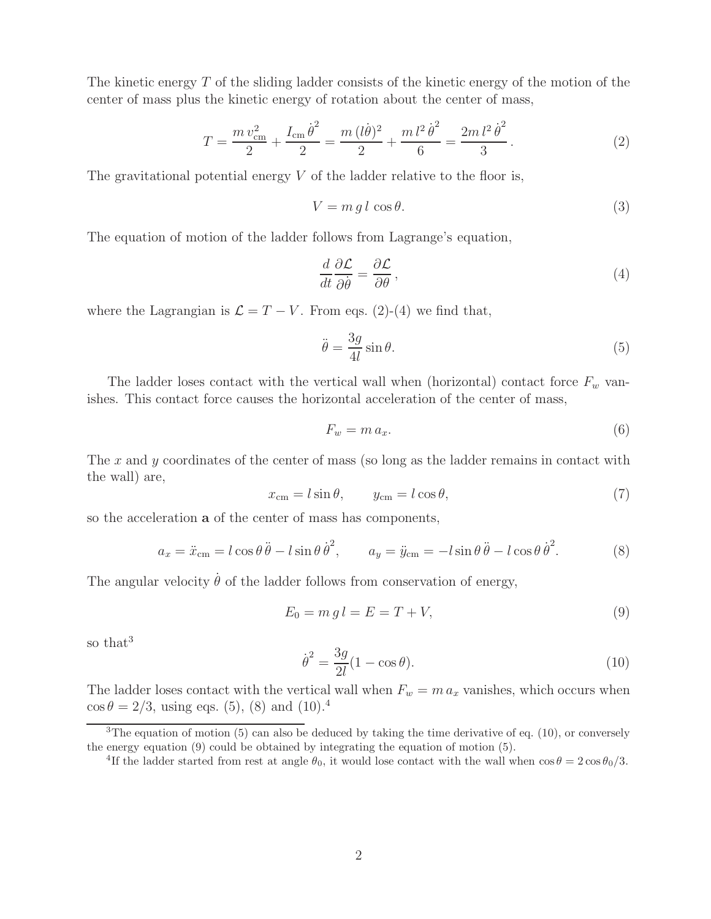The kinetic energy $T$ of the sliding ladder consists of the kinetic energy of the motion of the center of mass plus the kinetic energy of rotation about the center of mass,

$$T = \frac{m\,v_{\rm cm}^2}{2} + \frac{I_{\rm cm}\,\dot{\theta}^2}{2} = \frac{m\,(l\dot{\theta})^2}{2} + \frac{m\,l^2\,\dot{\theta}^2}{6} = \frac{2m\,l^2\,\dot{\theta}^2}{3}\,. \tag{2}$$

The gravitational potential energy $V$ of the ladder relative to the floor is,

$$V = m\,g\,l\,\cos\theta. \tag{3}$$

The equation of motion of the ladder follows from Lagrange's equation,

$$\frac{d}{dt}\frac{\partial \mathcal{L}}{\partial \dot{\theta}} = \frac{\partial \mathcal{L}}{\partial \theta}\,, \tag{4}$$

where the Lagrangian is $\mathcal{L} = T - V$. From eqs. (2)-(4) we find that,

$$\ddot{\theta} = \frac{3g}{4l}\sin\theta. \tag{5}$$

The ladder loses contact with the vertical wall when (horizontal) contact force $F_w$ vanishes. This contact force causes the horizontal acceleration of the center of mass,

$$F_w = m\,a_x. \tag{6}$$

The $x$ and $y$ coordinates of the center of mass (so long as the ladder remains in contact with the wall) are,

$$x_{\rm cm} = l\sin\theta, \qquad y_{\rm cm} = l\cos\theta, \tag{7}$$

so the acceleration $\mathbf{a}$ of the center of mass has components,

$$a_x = \ddot{x}_{\rm cm} = l\cos\theta\,\ddot{\theta} - l\sin\theta\,\dot{\theta}^2, \qquad a_y = \ddot{y}_{\rm cm} = -l\sin\theta\,\ddot{\theta} - l\cos\theta\,\dot{\theta}^2. \tag{8}$$

The angular velocity $\dot{\theta}$ of the ladder follows from conservation of energy,

$$E_0 = m\,g\,l = E = T + V, \tag{9}$$

so that[3]

$$\dot{\theta}^2 = \frac{3g}{2l}(1 - \cos\theta). \tag{10}$$

The ladder loses contact with the vertical wall when $F_w = m\,a_x$ vanishes, which occurs when $\cos\theta = 2/3$, using eqs. (5), (8) and (10).[4]

[3] The equation of motion (5) can also be deduced by taking the time derivative of eq. (10), or conversely the energy equation (9) could be obtained by integrating the equation of motion (5).

[4] If the ladder started from rest at angle $\theta_0$, it would lose contact with the wall when $\cos\theta = 2\cos\theta_0/3$.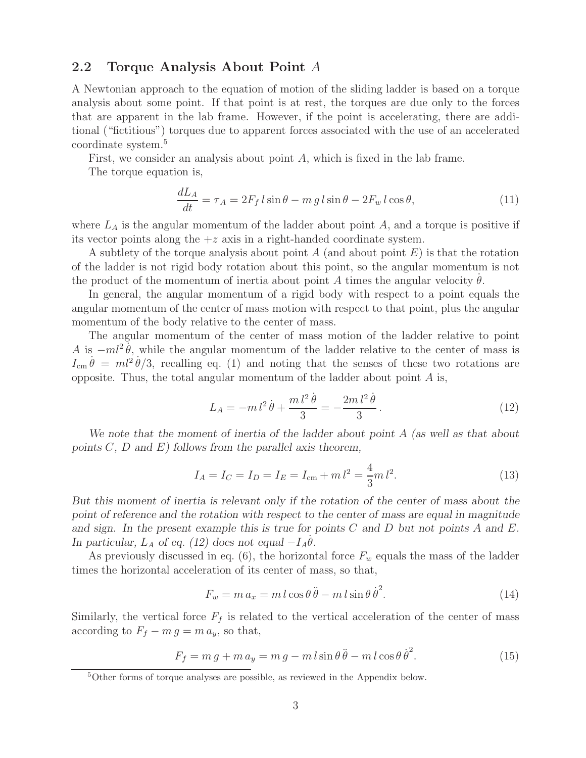## 2.2 Torque Analysis About Point $A$

A Newtonian approach to the equation of motion of the sliding ladder is based on a torque analysis about some point. If that point is at rest, the torques are due only to the forces that are apparent in the lab frame. However, if the point is accelerating, there are additional ("fictitious") torques due to apparent forces associated with the use of an accelerated coordinate system.[5]

First, we consider an analysis about point $A$, which is fixed in the lab frame.

The torque equation is,

$$\frac{dL_A}{dt} = \tau_A = 2F_f\, l \sin\theta - m\, g\, l \sin\theta - 2F_w\, l \cos\theta, \tag{11}$$

where $L_A$ is the angular momentum of the ladder about point $A$, and a torque is positive if its vector points along the $+z$ axis in a right-handed coordinate system.

A subtlety of the torque analysis about point $A$ (and about point $E$) is that the rotation of the ladder is not rigid body rotation about this point, so the angular momentum is not the product of the momentum of inertia about point $A$ times the angular velocity $\dot{\theta}$.

In general, the angular momentum of a rigid body with respect to a point equals the angular momentum of the center of mass motion with respect to that point, plus the angular momentum of the body relative to the center of mass.

The angular momentum of the center of mass motion of the ladder relative to point $A$ is $-ml^2\dot{\theta}$, while the angular momentum of the ladder relative to the center of mass is $I_{\rm cm}\dot{\theta} = ml^2\dot{\theta}/3$, recalling eq. (1) and noting that the senses of these two rotations are opposite. Thus, the total angular momentum of the ladder about point $A$ is,

$$L_A = -m\, l^2\, \dot{\theta} + \frac{m\, l^2\, \dot{\theta}}{3} = -\frac{2m\, l^2\, \dot{\theta}}{3}. \tag{12}$$

*We note that the moment of inertia of the ladder about point $A$ (as well as that about points $C$, $D$ and $E$) follows from the parallel axis theorem,*

$$I_A = I_C = I_D = I_E = I_{\rm cm} + m\, l^2 = \frac{4}{3} m\, l^2. \tag{13}$$

*But this moment of inertia is relevant only if the rotation of the center of mass about the point of reference and the rotation with respect to the center of mass are equal in magnitude and sign. In the present example this is true for points $C$ and $D$ but not points $A$ and $E$. In particular, $L_A$ of eq. (12) does not equal $-I_A\dot{\theta}$.*

As previously discussed in eq. (6), the horizontal force $F_w$ equals the mass of the ladder times the horizontal acceleration of its center of mass, so that,

$$F_w = m\, a_x = m\, l \cos\theta\, \ddot{\theta} - m\, l \sin\theta\, \dot{\theta}^2. \tag{14}$$

Similarly, the vertical force $F_f$ is related to the vertical acceleration of the center of mass according to $F_f - m\, g = m\, a_y$, so that,

$$F_f = m\, g + m\, a_y = m\, g - m\, l \sin\theta\, \ddot{\theta} - m\, l \cos\theta\, \dot{\theta}^2. \tag{15}$$

[5] Other forms of torque analyses are possible, as reviewed in the Appendix below.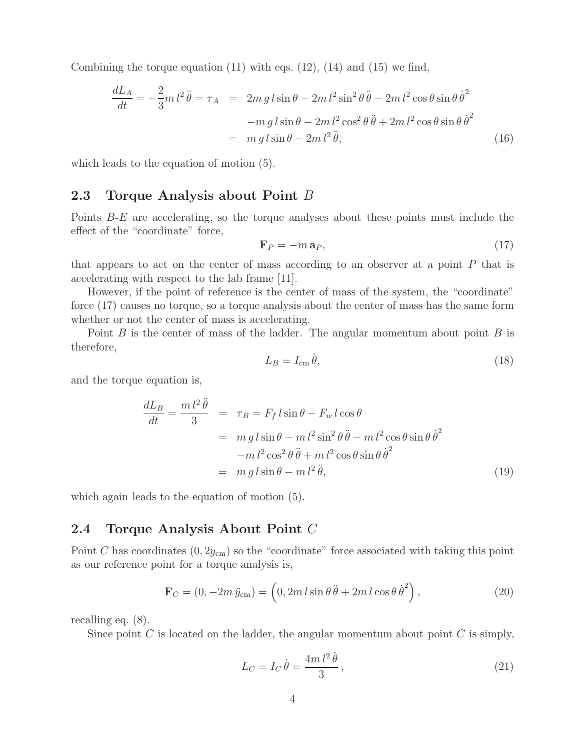Combining the torque equation (11) with eqs. (12), (14) and (15) we find,

$$
\begin{aligned}
\frac{dL_A}{dt} = -\frac{2}{3} m\, l^2\, \ddot{\theta} = \tau_A \;&=\; 2m\, g\, l \sin\theta - 2m\, l^2 \sin^2\theta\, \ddot{\theta} - 2m\, l^2 \cos\theta \sin\theta\, \dot{\theta}^2 \\
&\quad\; - m\, g\, l \sin\theta - 2m\, l^2 \cos^2\theta\, \ddot{\theta} + 2m\, l^2 \cos\theta \sin\theta\, \dot{\theta}^2 \\
&=\; m\, g\, l \sin\theta - 2m\, l^2\, \ddot{\theta},
\end{aligned} \tag{16}
$$

which leads to the equation of motion (5).

## 2.3 Torque Analysis about Point $B$

Points $B$-$E$ are accelerating, so the torque analyses about these points must include the effect of the "coordinate" force,

$$
\mathbf{F}_P = -m\, \mathbf{a}_P, \tag{17}
$$

that appears to act on the center of mass according to an observer at a point $P$ that is accelerating with respect to the lab frame [11].

However, if the point of reference is the center of mass of the system, the "coordinate" force (17) causes no torque, so a torque analysis about the center of mass has the same form whether or not the center of mass is accelerating.

Point $B$ is the center of mass of the ladder. The angular momentum about point $B$ is therefore,

$$
L_B = I_{\rm cm}\, \dot{\theta}, \tag{18}
$$

and the torque equation is,

$$
\begin{aligned}
\frac{dL_B}{dt} = \frac{m\, l^2\, \ddot{\theta}}{3} \;&=\; \tau_B = F_f\, l \sin\theta - F_w\, l \cos\theta \\
&=\; m\, g\, l \sin\theta - m\, l^2 \sin^2\theta\, \ddot{\theta} - m\, l^2 \cos\theta \sin\theta\, \dot{\theta}^2 \\
&\quad\; - m\, l^2 \cos^2\theta\, \ddot{\theta} + m\, l^2 \cos\theta \sin\theta\, \dot{\theta}^2 \\
&=\; m\, g\, l \sin\theta - m\, l^2\, \ddot{\theta},
\end{aligned} \tag{19}
$$

which again leads to the equation of motion (5).

## 2.4 Torque Analysis About Point $C$

Point $C$ has coordinates $(0, 2y_{\rm cm})$ so the "coordinate" force associated with taking this point as our reference point for a torque analysis is,

$$
\mathbf{F}_C = (0, -2m\, \ddot{y}_{\rm cm}) = \left(0, 2m\, l \sin\theta\, \ddot{\theta} + 2m\, l \cos\theta\, \dot{\theta}^2\right), \tag{20}
$$

recalling eq. (8).

Since point $C$ is located on the ladder, the angular momentum about point $C$ is simply,

$$
L_C = I_C\, \dot{\theta} = \frac{4m\, l^2\, \dot{\theta}}{3}\,, \tag{21}
$$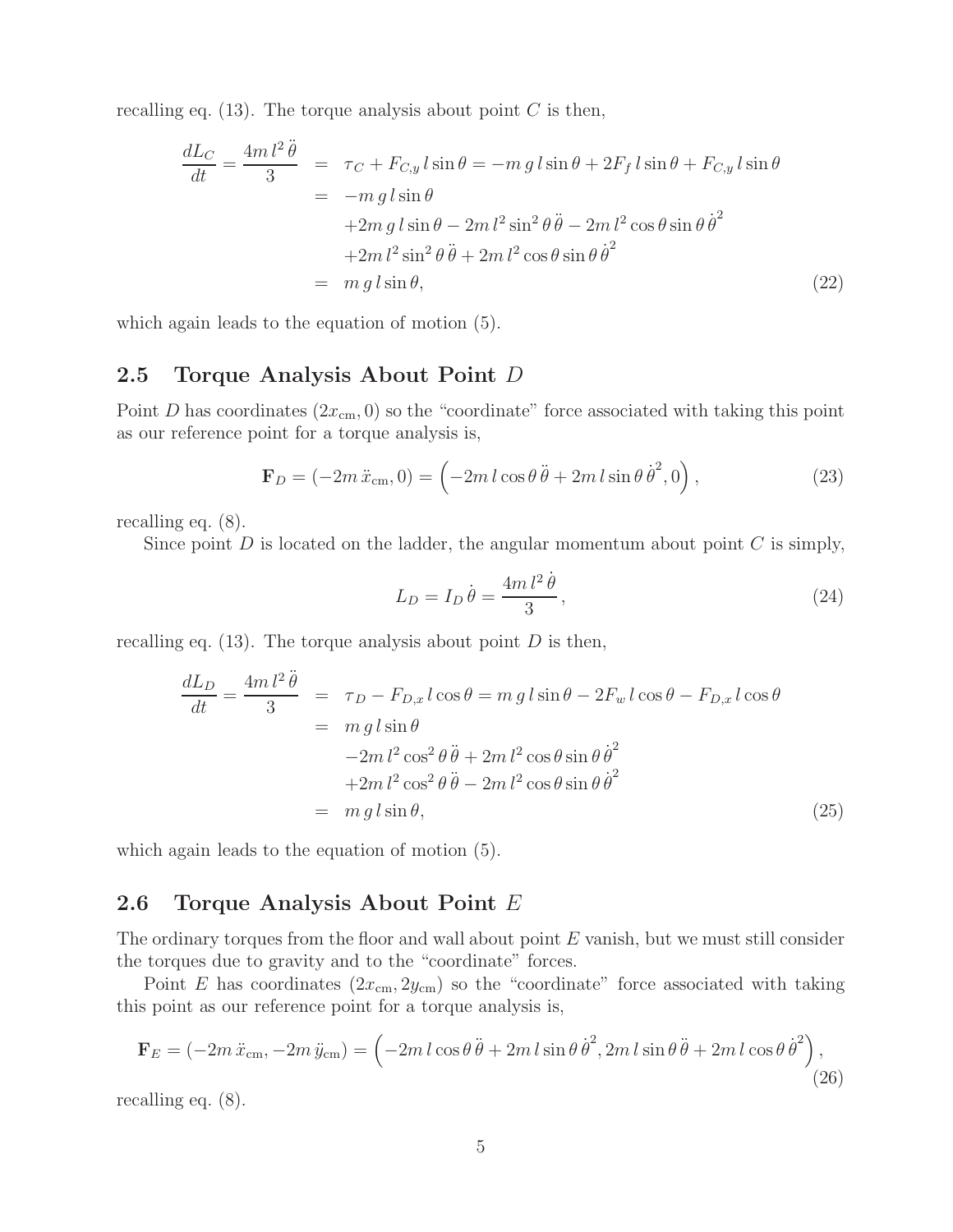recalling eq. (13). The torque analysis about point $C$ is then,

$$
\begin{aligned}
\frac{dL_C}{dt} = \frac{4m\,l^2\,\ddot{\theta}}{3} &= \tau_C + F_{C,y}\,l\sin\theta = -m\,g\,l\sin\theta + 2F_f\,l\sin\theta + F_{C,y}\,l\sin\theta \\
&= -m\,g\,l\sin\theta \\
&\quad +2m\,g\,l\sin\theta - 2m\,l^2\sin^2\theta\,\ddot{\theta} - 2m\,l^2\cos\theta\sin\theta\,\dot{\theta}^2 \\
&\quad +2m\,l^2\sin^2\theta\,\ddot{\theta} + 2m\,l^2\cos\theta\sin\theta\,\dot{\theta}^2 \\
&= m\,g\,l\sin\theta,
\end{aligned}
\tag{22}
$$

which again leads to the equation of motion (5).

## 2.5 Torque Analysis About Point $D$

Point $D$ has coordinates $(2x_{\rm cm}, 0)$ so the "coordinate" force associated with taking this point as our reference point for a torque analysis is,

$$
\mathbf{F}_D = (-2m\,\ddot{x}_{\rm cm}, 0) = \left(-2m\,l\cos\theta\,\ddot{\theta} + 2m\,l\sin\theta\,\dot{\theta}^2, 0\right),
\tag{23}
$$

recalling eq. (8).

Since point $D$ is located on the ladder, the angular momentum about point $C$ is simply,

$$
L_D = I_D\,\dot{\theta} = \frac{4m\,l^2\,\dot{\theta}}{3},
\tag{24}
$$

recalling eq. (13). The torque analysis about point $D$ is then,

$$
\begin{aligned}
\frac{dL_D}{dt} = \frac{4m\,l^2\,\ddot{\theta}}{3} &= \tau_D - F_{D,x}\,l\cos\theta = m\,g\,l\sin\theta - 2F_w\,l\cos\theta - F_{D,x}\,l\cos\theta \\
&= m\,g\,l\sin\theta \\
&\quad -2m\,l^2\cos^2\theta\,\ddot{\theta} + 2m\,l^2\cos\theta\sin\theta\,\dot{\theta}^2 \\
&\quad +2m\,l^2\cos^2\theta\,\ddot{\theta} - 2m\,l^2\cos\theta\sin\theta\,\dot{\theta}^2 \\
&= m\,g\,l\sin\theta,
\end{aligned}
\tag{25}
$$

which again leads to the equation of motion (5).

## 2.6 Torque Analysis About Point $E$

The ordinary torques from the floor and wall about point $E$ vanish, but we must still consider the torques due to gravity and to the "coordinate" forces.

Point $E$ has coordinates $(2x_{\rm cm}, 2y_{\rm cm})$ so the "coordinate" force associated with taking this point as our reference point for a torque analysis is,

$$
\mathbf{F}_E = (-2m\,\ddot{x}_{\rm cm}, -2m\,\ddot{y}_{\rm cm}) = \left(-2m\,l\cos\theta\,\ddot{\theta} + 2m\,l\sin\theta\,\dot{\theta}^2, 2m\,l\sin\theta\,\ddot{\theta} + 2m\,l\cos\theta\,\dot{\theta}^2\right),
\tag{26}
$$

recalling eq. (8).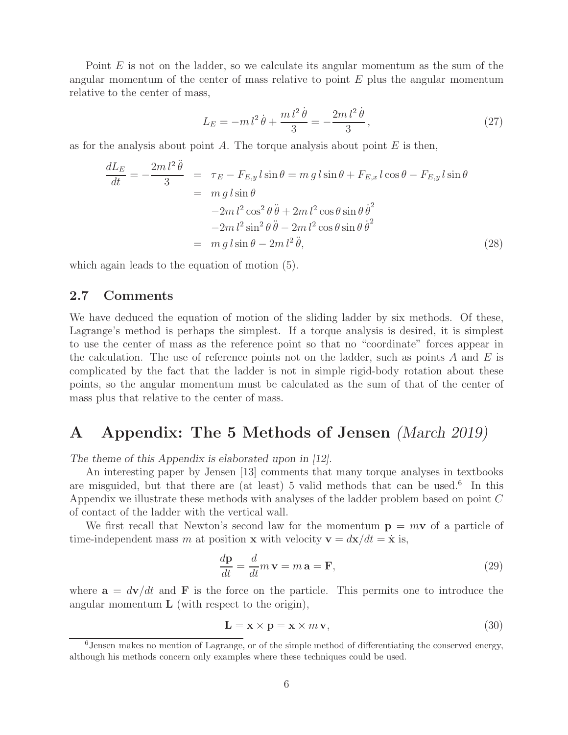Point $E$ is not on the ladder, so we calculate its angular momentum as the sum of the angular momentum of the center of mass relative to point $E$ plus the angular momentum relative to the center of mass,

$$L_E = -m\,l^2\,\dot\theta + \frac{m\,l^2\,\dot\theta}{3} = -\frac{2m\,l^2\,\dot\theta}{3}\,, \tag{27}$$

as for the analysis about point $A$. The torque analysis about point $E$ is then,

$$\begin{aligned}
\frac{dL_E}{dt} = -\frac{2m\,l^2\,\ddot\theta}{3} &= \tau_E - F_{E,y}\,l\sin\theta = m\,g\,l\sin\theta + F_{E,x}\,l\cos\theta - F_{E,y}\,l\sin\theta \\
&= m\,g\,l\sin\theta \\
&\quad -2m\,l^2\cos^2\theta\,\ddot\theta + 2m\,l^2\cos\theta\sin\theta\,\dot\theta^2 \\
&\quad -2m\,l^2\sin^2\theta\,\ddot\theta - 2m\,l^2\cos\theta\sin\theta\,\dot\theta^2 \\
&= m\,g\,l\sin\theta - 2m\,l^2\,\ddot\theta,
\end{aligned} \tag{28}$$

which again leads to the equation of motion (5).

### 2.7 Comments

We have deduced the equation of motion of the sliding ladder by six methods. Of these, Lagrange's method is perhaps the simplest. If a torque analysis is desired, it is simplest to use the center of mass as the reference point so that no "coordinate" forces appear in the calculation. The use of reference points not on the ladder, such as points $A$ and $E$ is complicated by the fact that the ladder is not in simple rigid-body rotation about these points, so the angular momentum must be calculated as the sum of that of the center of mass plus that relative to the center of mass.

# A Appendix: The 5 Methods of Jensen *(March 2019)*

*The theme of this Appendix is elaborated upon in [12].*

An interesting paper by Jensen [13] comments that many torque analyses in textbooks are misguided, but that there are (at least) 5 valid methods that can be used.[6] In this Appendix we illustrate these methods with analyses of the ladder problem based on point $C$ of contact of the ladder with the vertical wall.

We first recall that Newton's second law for the momentum $\mathbf{p} = m\mathbf{v}$ of a particle of time-independent mass $m$ at position $\mathbf{x}$ with velocity $\mathbf{v} = d\mathbf{x}/dt = \dot{\mathbf{x}}$ is,

$$\frac{d\mathbf{p}}{dt} = \frac{d}{dt}m\,\mathbf{v} = m\,\mathbf{a} = \mathbf{F}, \tag{29}$$

where $\mathbf{a} = d\mathbf{v}/dt$ and $\mathbf{F}$ is the force on the particle. This permits one to introduce the angular momentum $\mathbf{L}$ (with respect to the origin),

$$\mathbf{L} = \mathbf{x} \times \mathbf{p} = \mathbf{x} \times m\,\mathbf{v}, \tag{30}$$

[6] Jensen makes no mention of Lagrange, or of the simple method of differentiating the conserved energy, although his methods concern only examples where these techniques could be used.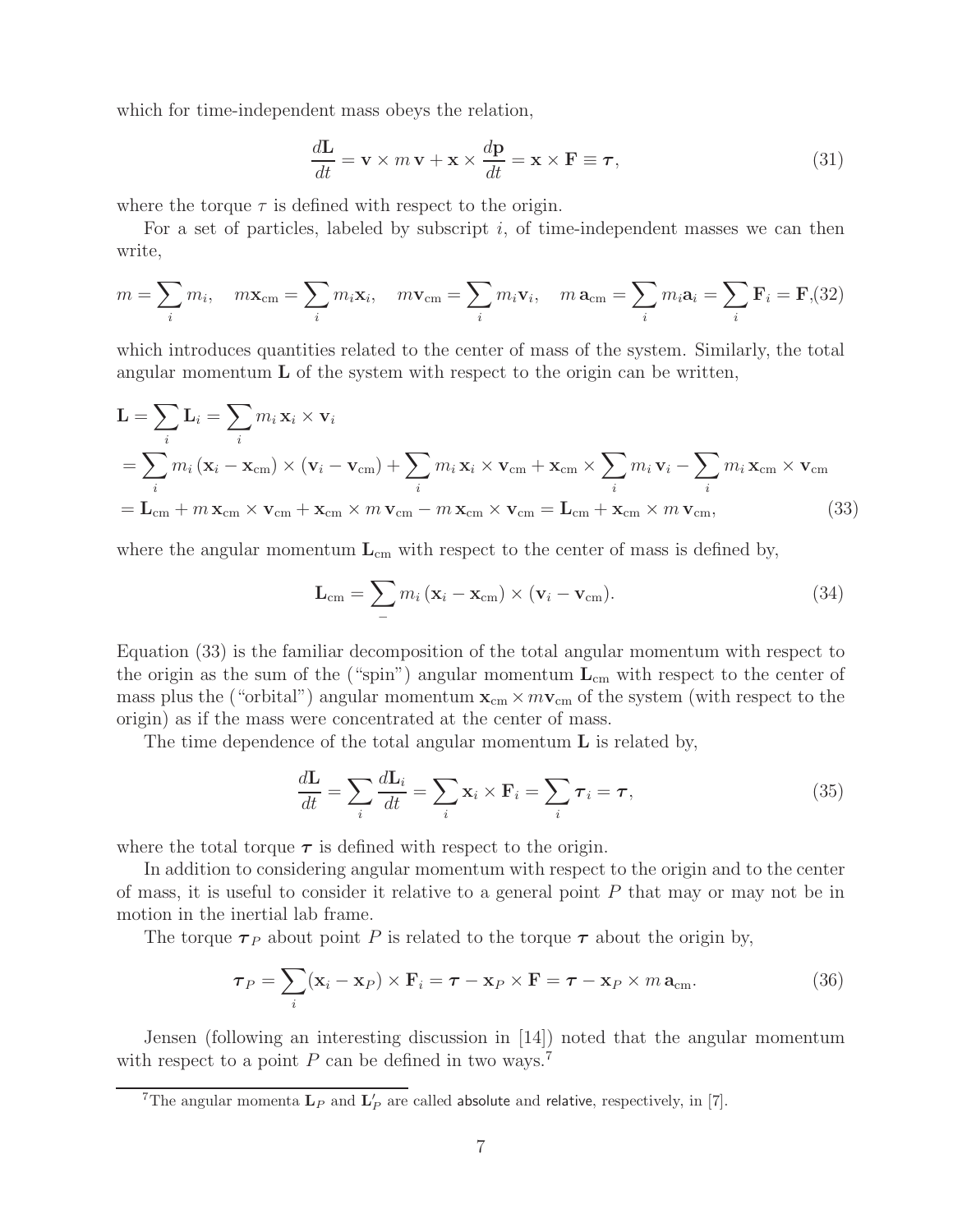which for time-independent mass obeys the relation,

$$\frac{d\mathbf{L}}{dt} = \mathbf{v} \times m\,\mathbf{v} + \mathbf{x} \times \frac{d\mathbf{p}}{dt} = \mathbf{x} \times \mathbf{F} \equiv \boldsymbol{\tau}, \tag{31}$$

where the torque $\tau$ is defined with respect to the origin.

For a set of particles, labeled by subscript $i$, of time-independent masses we can then write,

$$m = \sum_i m_i, \quad m\mathbf{x}_{\rm cm} = \sum_i m_i \mathbf{x}_i, \quad m\mathbf{v}_{\rm cm} = \sum_i m_i \mathbf{v}_i, \quad m\,\mathbf{a}_{\rm cm} = \sum_i m_i \mathbf{a}_i = \sum_i \mathbf{F}_i = \mathbf{F}, \tag{32}$$

which introduces quantities related to the center of mass of the system. Similarly, the total angular momentum $\mathbf{L}$ of the system with respect to the origin can be written,

$$\begin{aligned}
\mathbf{L} &= \sum_i \mathbf{L}_i = \sum_i m_i\, \mathbf{x}_i \times \mathbf{v}_i \\
&= \sum_i m_i\, (\mathbf{x}_i - \mathbf{x}_{\rm cm}) \times (\mathbf{v}_i - \mathbf{v}_{\rm cm}) + \sum_i m_i\, \mathbf{x}_i \times \mathbf{v}_{\rm cm} + \mathbf{x}_{\rm cm} \times \sum_i m_i\, \mathbf{v}_i - \sum_i m_i\, \mathbf{x}_{\rm cm} \times \mathbf{v}_{\rm cm} \\
&= \mathbf{L}_{\rm cm} + m\, \mathbf{x}_{\rm cm} \times \mathbf{v}_{\rm cm} + \mathbf{x}_{\rm cm} \times m\, \mathbf{v}_{\rm cm} - m\, \mathbf{x}_{\rm cm} \times \mathbf{v}_{\rm cm} = \mathbf{L}_{\rm cm} + \mathbf{x}_{\rm cm} \times m\, \mathbf{v}_{\rm cm},
\end{aligned} \tag{33}$$

where the angular momentum $\mathbf{L}_{\rm cm}$ with respect to the center of mass is defined by,

$$\mathbf{L}_{\rm cm} = \sum_{-} m_i\, (\mathbf{x}_i - \mathbf{x}_{\rm cm}) \times (\mathbf{v}_i - \mathbf{v}_{\rm cm}). \tag{34}$$

Equation (33) is the familiar decomposition of the total angular momentum with respect to the origin as the sum of the ("spin") angular momentum $\mathbf{L}_{\rm cm}$ with respect to the center of mass plus the ("orbital") angular momentum $\mathbf{x}_{\rm cm} \times m\mathbf{v}_{\rm cm}$ of the system (with respect to the origin) as if the mass were concentrated at the center of mass.

The time dependence of the total angular momentum $\mathbf{L}$ is related by,

$$\frac{d\mathbf{L}}{dt} = \sum_i \frac{d\mathbf{L}_i}{dt} = \sum_i \mathbf{x}_i \times \mathbf{F}_i = \sum_i \boldsymbol{\tau}_i = \boldsymbol{\tau}, \tag{35}$$

where the total torque $\boldsymbol{\tau}$ is defined with respect to the origin.

In addition to considering angular momentum with respect to the origin and to the center of mass, it is useful to consider it relative to a general point $P$ that may or may not be in motion in the inertial lab frame.

The torque $\boldsymbol{\tau}_P$ about point $P$ is related to the torque $\boldsymbol{\tau}$ about the origin by,

$$\boldsymbol{\tau}_P = \sum_i (\mathbf{x}_i - \mathbf{x}_P) \times \mathbf{F}_i = \boldsymbol{\tau} - \mathbf{x}_P \times \mathbf{F} = \boldsymbol{\tau} - \mathbf{x}_P \times m\, \mathbf{a}_{\rm cm}. \tag{36}$$

Jensen (following an interesting discussion in [14]) noted that the angular momentum with respect to a point $P$ can be defined in two ways.[7]

[7] The angular momenta $\mathbf{L}_P$ and $\mathbf{L}'_P$ are called absolute and relative, respectively, in [7].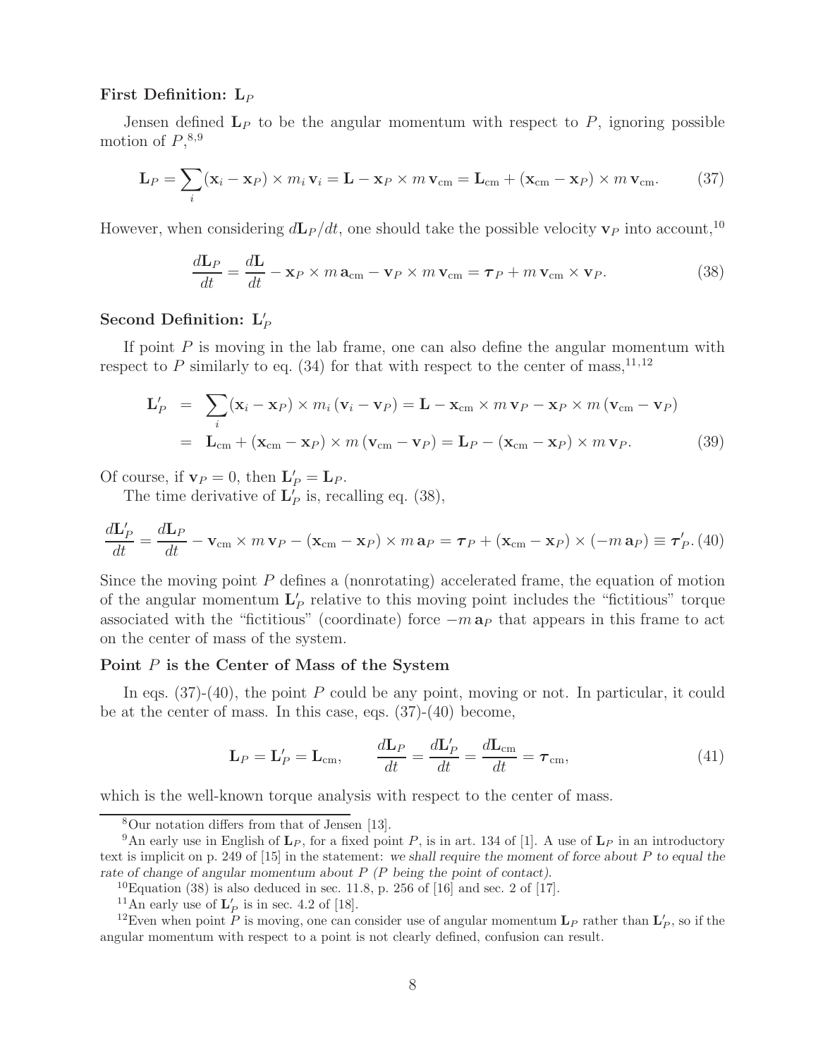**First Definition: $\mathbf{L}_P$**

Jensen defined $\mathbf{L}_P$ to be the angular momentum with respect to $P$, ignoring possible motion of $P$,[8,9]

$$\mathbf{L}_P = \sum_i (\mathbf{x}_i - \mathbf{x}_P) \times m_i \, \mathbf{v}_i = \mathbf{L} - \mathbf{x}_P \times m \, \mathbf{v}_{\rm cm} = \mathbf{L}_{\rm cm} + (\mathbf{x}_{\rm cm} - \mathbf{x}_P) \times m \, \mathbf{v}_{\rm cm}. \tag{37}$$

However, when considering $d\mathbf{L}_P/dt$, one should take the possible velocity $\mathbf{v}_P$ into account,[10]

$$\frac{d\mathbf{L}_P}{dt} = \frac{d\mathbf{L}}{dt} - \mathbf{x}_P \times m \, \mathbf{a}_{\rm cm} - \mathbf{v}_P \times m \, \mathbf{v}_{\rm cm} = \boldsymbol{\tau}_P + m \, \mathbf{v}_{\rm cm} \times \mathbf{v}_P. \tag{38}$$

**Second Definition: $\mathbf{L}'_P$**

If point $P$ is moving in the lab frame, one can also define the angular momentum with respect to $P$ similarly to eq. (34) for that with respect to the center of mass,[11,12]

$$\begin{aligned}
\mathbf{L}'_P &= \sum_i (\mathbf{x}_i - \mathbf{x}_P) \times m_i \, (\mathbf{v}_i - \mathbf{v}_P) = \mathbf{L} - \mathbf{x}_{\rm cm} \times m \, \mathbf{v}_P - \mathbf{x}_P \times m \, (\mathbf{v}_{\rm cm} - \mathbf{v}_P) \\
&= \mathbf{L}_{\rm cm} + (\mathbf{x}_{\rm cm} - \mathbf{x}_P) \times m \, (\mathbf{v}_{\rm cm} - \mathbf{v}_P) = \mathbf{L}_P - (\mathbf{x}_{\rm cm} - \mathbf{x}_P) \times m \, \mathbf{v}_P.
\end{aligned} \tag{39}$$

Of course, if $\mathbf{v}_P = 0$, then $\mathbf{L}'_P = \mathbf{L}_P$.

The time derivative of $\mathbf{L}'_P$ is, recalling eq. (38),

$$\frac{d\mathbf{L}'_P}{dt} = \frac{d\mathbf{L}_P}{dt} - \mathbf{v}_{\rm cm} \times m \, \mathbf{v}_P - (\mathbf{x}_{\rm cm} - \mathbf{x}_P) \times m \, \mathbf{a}_P = \boldsymbol{\tau}_P + (\mathbf{x}_{\rm cm} - \mathbf{x}_P) \times (-m \, \mathbf{a}_P) \equiv \boldsymbol{\tau}'_P. \tag{40}$$

Since the moving point $P$ defines a (nonrotating) accelerated frame, the equation of motion of the angular momentum $\mathbf{L}'_P$ relative to this moving point includes the "fictitious" torque associated with the "fictitious" (coordinate) force $-m \, \mathbf{a}_P$ that appears in this frame to act on the center of mass of the system.

**Point $P$ is the Center of Mass of the System**

In eqs. (37)-(40), the point $P$ could be any point, moving or not. In particular, it could be at the center of mass. In this case, eqs. (37)-(40) become,

$$\mathbf{L}_P = \mathbf{L}'_P = \mathbf{L}_{\rm cm}, \qquad \frac{d\mathbf{L}_P}{dt} = \frac{d\mathbf{L}'_P}{dt} = \frac{d\mathbf{L}_{\rm cm}}{dt} = \boldsymbol{\tau}_{\rm cm}, \tag{41}$$

which is the well-known torque analysis with respect to the center of mass.

---

[8] Our notation differs from that of Jensen [13].

[9] An early use in English of $\mathbf{L}_P$, for a fixed point $P$, is in art. 134 of [1]. A use of $\mathbf{L}_P$ in an introductory text is implicit on p. 249 of [15] in the statement: *we shall require the moment of force about $P$ to equal the rate of change of angular momentum about $P$ ($P$ being the point of contact).*

[10] Equation (38) is also deduced in sec. 11.8, p. 256 of [16] and sec. 2 of [17].

[11] An early use of $\mathbf{L}'_P$ is in sec. 4.2 of [18].

[12] Even when point $P$ is moving, one can consider use of angular momentum $\mathbf{L}_P$ rather than $\mathbf{L}'_P$, so if the angular momentum with respect to a point is not clearly defined, confusion can result.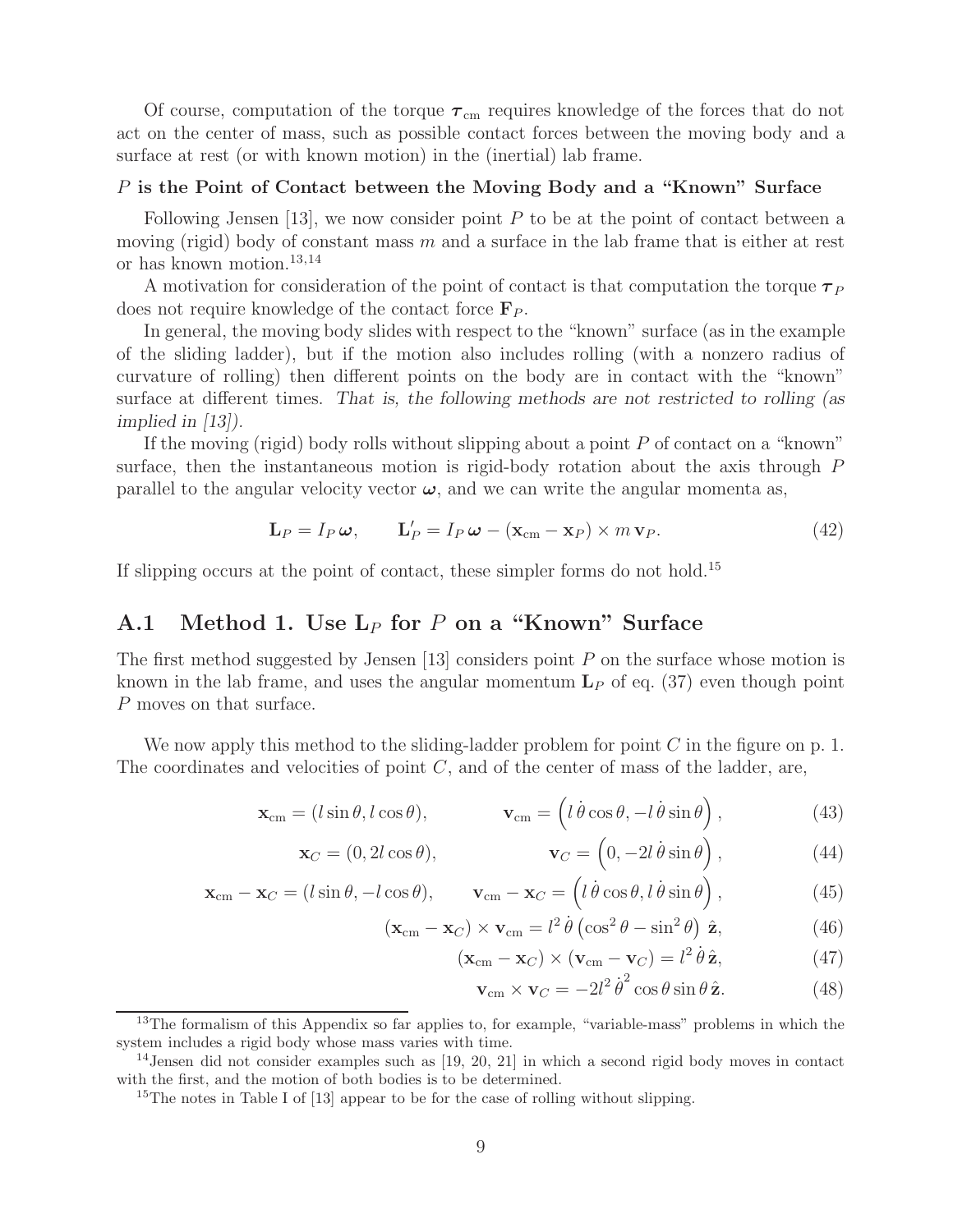Of course, computation of the torque $\boldsymbol{\tau}_{\rm cm}$ requires knowledge of the forces that do not act on the center of mass, such as possible contact forces between the moving body and a surface at rest (or with known motion) in the (inertial) lab frame.

### $P$ is the Point of Contact between the Moving Body and a "Known" Surface

Following Jensen [13], we now consider point $P$ to be at the point of contact between a moving (rigid) body of constant mass $m$ and a surface in the lab frame that is either at rest or has known motion.[13,14]

A motivation for consideration of the point of contact is that computation the torque $\boldsymbol{\tau}_P$ does not require knowledge of the contact force $\mathbf{F}_P$.

In general, the moving body slides with respect to the "known" surface (as in the example of the sliding ladder), but if the motion also includes rolling (with a nonzero radius of curvature of rolling) then different points on the body are in contact with the "known" surface at different times. *That is, the following methods are not restricted to rolling (as implied in [13]).*

If the moving (rigid) body rolls without slipping about a point $P$ of contact on a "known" surface, then the instantaneous motion is rigid-body rotation about the axis through $P$ parallel to the angular velocity vector $\boldsymbol{\omega}$, and we can write the angular momenta as,

$$\mathbf{L}_P = I_P\, \boldsymbol{\omega}, \qquad \mathbf{L}'_P = I_P\, \boldsymbol{\omega} - (\mathbf{x}_{\rm cm} - \mathbf{x}_P) \times m\, \mathbf{v}_P. \tag{42}$$

If slipping occurs at the point of contact, these simpler forms do not hold.[15]

## A.1 Method 1. Use $\mathbf{L}_P$ for $P$ on a "Known" Surface

The first method suggested by Jensen [13] considers point $P$ on the surface whose motion is known in the lab frame, and uses the angular momentum $\mathbf{L}_P$ of eq. (37) even though point $P$ moves on that surface.

We now apply this method to the sliding-ladder problem for point $C$ in the figure on p. 1. The coordinates and velocities of point $C$, and of the center of mass of the ladder, are,

$$\mathbf{x}_{\rm cm} = (l \sin\theta, l\cos\theta), \qquad \mathbf{v}_{\rm cm} = \left(l\,\dot\theta\cos\theta, -l\,\dot\theta\sin\theta\right), \tag{43}$$

$$\mathbf{x}_C = (0, 2l\cos\theta), \qquad \mathbf{v}_C = \left(0, -2l\,\dot\theta\sin\theta\right), \tag{44}$$

$$\mathbf{x}_{\rm cm} - \mathbf{x}_C = (l\sin\theta, -l\cos\theta), \qquad \mathbf{v}_{\rm cm} - \mathbf{x}_C = \left(l\,\dot\theta\cos\theta, l\,\dot\theta\sin\theta\right), \tag{45}$$

$$(\mathbf{x}_{\rm cm} - \mathbf{x}_C) \times \mathbf{v}_{\rm cm} = l^2\,\dot\theta\left(\cos^2\theta - \sin^2\theta\right)\,\hat{\mathbf{z}}, \tag{46}$$

$$(\mathbf{x}_{\rm cm} - \mathbf{x}_C) \times (\mathbf{v}_{\rm cm} - \mathbf{v}_C) = l^2\,\dot\theta\,\hat{\mathbf{z}}, \tag{47}$$

$$\mathbf{v}_{\rm cm} \times \mathbf{v}_C = -2l^2\,\dot\theta^2\cos\theta\sin\theta\,\hat{\mathbf{z}}. \tag{48}$$

---

[13] The formalism of this Appendix so far applies to, for example, "variable-mass" problems in which the system includes a rigid body whose mass varies with time.

[14] Jensen did not consider examples such as [19, 20, 21] in which a second rigid body moves in contact with the first, and the motion of both bodies is to be determined.

[15] The notes in Table I of [13] appear to be for the case of rolling without slipping.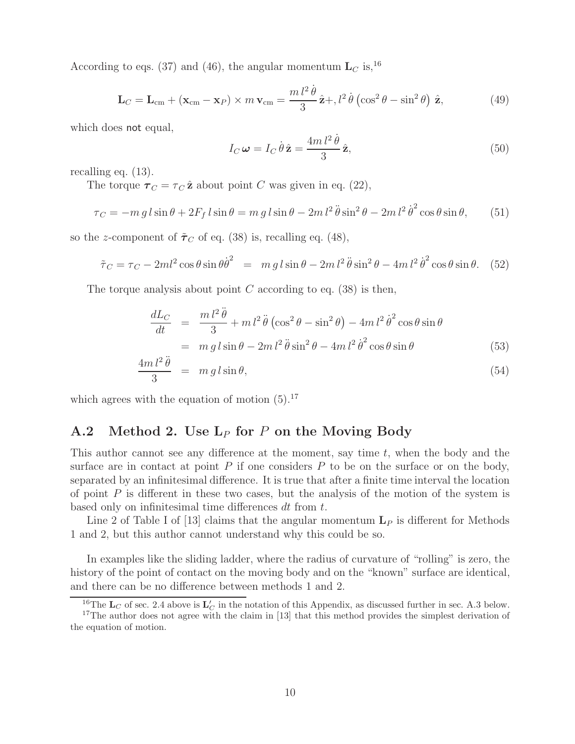According to eqs. (37) and (46), the angular momentum $\mathbf{L}_C$ is,[16]

$$\mathbf{L}_C = \mathbf{L}_{\rm cm} + (\mathbf{x}_{\rm cm} - \mathbf{x}_P) \times m\, \mathbf{v}_{\rm cm} = \frac{m\, l^2\, \dot\theta}{3}\, \hat{\mathbf{z}} +, l^2\, \dot\theta \left(\cos^2\theta - \sin^2\theta\right)\, \hat{\mathbf{z}}, \tag{49}$$

which does not equal,

$$I_C\, \boldsymbol{\omega} = I_C\, \dot\theta\, \hat{\mathbf{z}} = \frac{4m\, l^2\, \dot\theta}{3}\, \hat{\mathbf{z}}, \tag{50}$$

recalling eq. (13).

The torque $\boldsymbol{\tau}_C = \tau_C\, \hat{\mathbf{z}}$ about point $C$ was given in eq. (22),

$$\tau_C = -m\, g\, l \sin\theta + 2F_f\, l \sin\theta = m\, g\, l \sin\theta - 2m\, l^2\, \ddot\theta \sin^2\theta - 2m\, l^2\, \dot\theta^2 \cos\theta \sin\theta, \tag{51}$$

so the $z$-component of $\tilde{\boldsymbol{\tau}}_C$ of eq. (38) is, recalling eq. (48),

$$\tilde\tau_C = \tau_C - 2ml^2 \cos\theta \sin\theta \dot\theta^2 \;\; = \;\; m\, g\, l \sin\theta - 2m\, l^2\, \ddot\theta \sin^2\theta - 4m\, l^2\, \dot\theta^2 \cos\theta \sin\theta. \tag{52}$$

The torque analysis about point $C$ according to eq. (38) is then,

$$\begin{aligned} \frac{dL_C}{dt} &= \frac{m\, l^2\, \ddot\theta}{3} + m\, l^2\, \ddot\theta \left(\cos^2\theta - \sin^2\theta\right) - 4m\, l^2\, \dot\theta^2 \cos\theta \sin\theta \\ &= m\, g\, l \sin\theta - 2m\, l^2\, \ddot\theta \sin^2\theta - 4m\, l^2\, \dot\theta^2 \cos\theta \sin\theta \end{aligned} \tag{53}$$

$$\frac{4m\, l^2\, \ddot\theta}{3} = m\, g\, l \sin\theta, \tag{54}$$

which agrees with the equation of motion (5).[17]

## A.2 Method 2. Use $\mathbf{L}_P$ for $P$ on the Moving Body

This author cannot see any difference at the moment, say time $t$, when the body and the surface are in contact at point $P$ if one considers $P$ to be on the surface or on the body, separated by an infinitesimal difference. It is true that after a finite time interval the location of point $P$ is different in these two cases, but the analysis of the motion of the system is based only on infinitesimal time differences $dt$ from $t$.

Line 2 of Table I of [13] claims that the angular momentum $\mathbf{L}_P$ is different for Methods 1 and 2, but this author cannot understand why this could be so.

In examples like the sliding ladder, where the radius of curvature of "rolling" is zero, the history of the point of contact on the moving body and on the "known" surface are identical, and there can be no difference between methods 1 and 2.

[16] The $\mathbf{L}_C$ of sec. 2.4 above is $\mathbf{L}'_C$ in the notation of this Appendix, as discussed further in sec. A.3 below.

[17] The author does not agree with the claim in [13] that this method provides the simplest derivation of the equation of motion.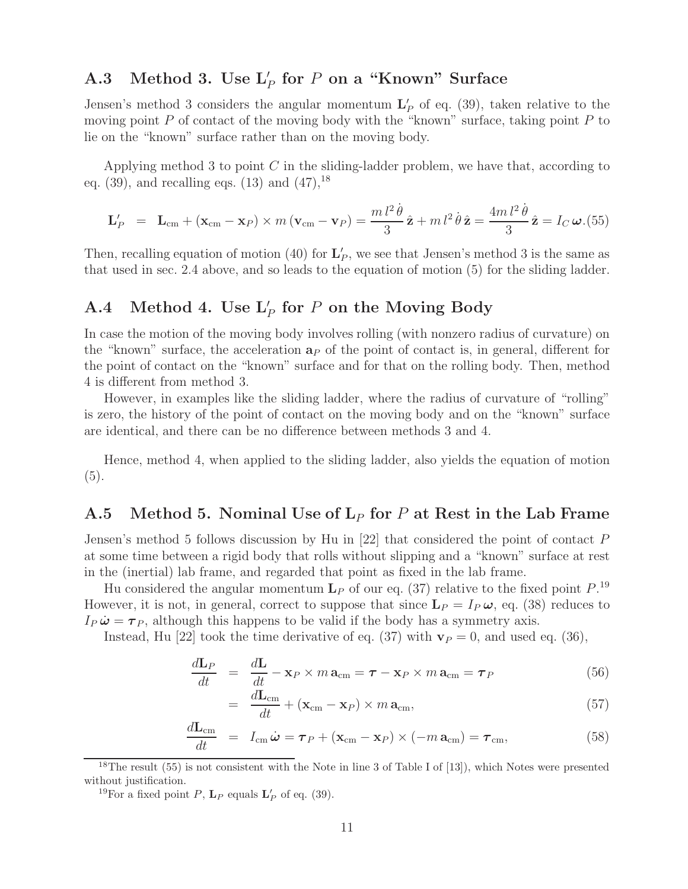## A.3 Method 3. Use $\mathbf{L}'_P$ for $P$ on a "Known" Surface

Jensen's method 3 considers the angular momentum $\mathbf{L}'_P$ of eq. (39), taken relative to the moving point $P$ of contact of the moving body with the "known" surface, taking point $P$ to lie on the "known" surface rather than on the moving body.

Applying method 3 to point $C$ in the sliding-ladder problem, we have that, according to eq. (39), and recalling eqs. (13) and (47),[18]

$$\mathbf{L}'_P = \mathbf{L}_{\rm cm} + (\mathbf{x}_{\rm cm} - \mathbf{x}_P) \times m\,(\mathbf{v}_{\rm cm} - \mathbf{v}_P) = \frac{m\,l^2\,\dot\theta}{3}\,\hat{\mathbf{z}} + m\,l^2\,\dot\theta\,\hat{\mathbf{z}} = \frac{4m\,l^2\,\dot\theta}{3}\,\hat{\mathbf{z}} = I_C\,\boldsymbol{\omega}. \tag{55}$$

Then, recalling equation of motion (40) for $\mathbf{L}'_P$, we see that Jensen's method 3 is the same as that used in sec. 2.4 above, and so leads to the equation of motion (5) for the sliding ladder.

## A.4 Method 4. Use $\mathbf{L}'_P$ for $P$ on the Moving Body

In case the motion of the moving body involves rolling (with nonzero radius of curvature) on the "known" surface, the acceleration $\mathbf{a}_P$ of the point of contact is, in general, different for the point of contact on the "known" surface and for that on the rolling body. Then, method 4 is different from method 3.

However, in examples like the sliding ladder, where the radius of curvature of "rolling" is zero, the history of the point of contact on the moving body and on the "known" surface are identical, and there can be no difference between methods 3 and 4.

Hence, method 4, when applied to the sliding ladder, also yields the equation of motion (5).

## A.5 Method 5. Nominal Use of $\mathbf{L}_P$ for $P$ at Rest in the Lab Frame

Jensen's method 5 follows discussion by Hu in [22] that considered the point of contact $P$ at some time between a rigid body that rolls without slipping and a "known" surface at rest in the (inertial) lab frame, and regarded that point as fixed in the lab frame.

Hu considered the angular momentum $\mathbf{L}_P$ of our eq. (37) relative to the fixed point $P$.[19] However, it is not, in general, correct to suppose that since $\mathbf{L}_P = I_P\,\boldsymbol{\omega}$, eq. (38) reduces to $I_P\,\dot{\boldsymbol{\omega}} = \boldsymbol{\tau}_P$, although this happens to be valid if the body has a symmetry axis.

Instead, Hu [22] took the time derivative of eq. (37) with $\mathbf{v}_P = 0$, and used eq. (36),

$$\frac{d\mathbf{L}_P}{dt} = \frac{d\mathbf{L}}{dt} - \mathbf{x}_P \times m\,\mathbf{a}_{\rm cm} = \boldsymbol{\tau} - \mathbf{x}_P \times m\,\mathbf{a}_{\rm cm} = \boldsymbol{\tau}_P \tag{56}$$

$$= \frac{d\mathbf{L}_{\rm cm}}{dt} + (\mathbf{x}_{\rm cm} - \mathbf{x}_P) \times m\,\mathbf{a}_{\rm cm}, \tag{57}$$

$$\frac{d\mathbf{L}_{\rm cm}}{dt} = I_{\rm cm}\,\dot{\boldsymbol{\omega}} = \boldsymbol{\tau}_P + (\mathbf{x}_{\rm cm} - \mathbf{x}_P) \times (-m\,\mathbf{a}_{\rm cm}) = \boldsymbol{\tau}_{\rm cm}, \tag{58}$$

---

[18] The result (55) is not consistent with the Note in line 3 of Table I of [13]), which Notes were presented without justification.

[19] For a fixed point $P$, $\mathbf{L}_P$ equals $\mathbf{L}'_P$ of eq. (39).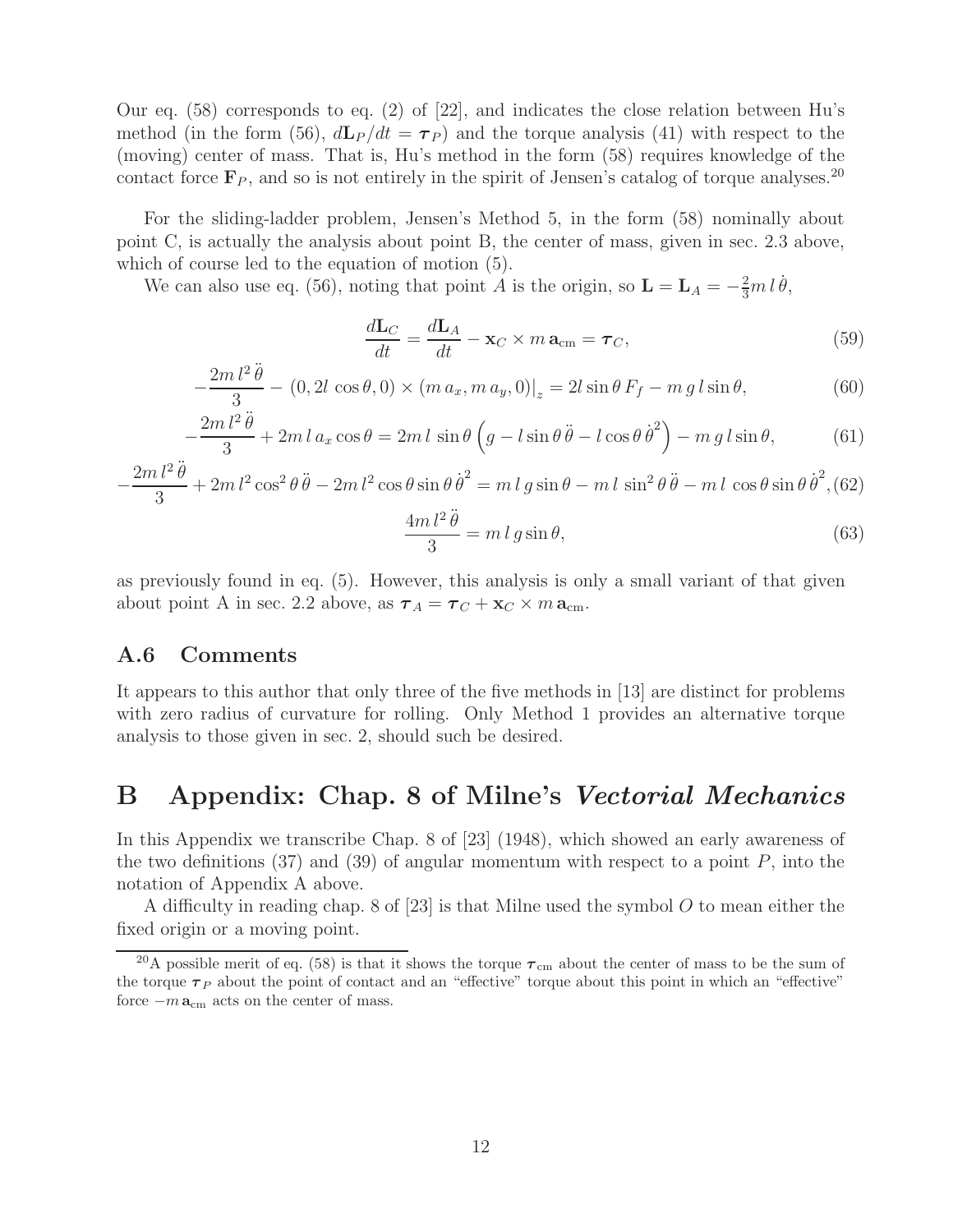Our eq. (58) corresponds to eq. (2) of [22], and indicates the close relation between Hu's method (in the form (56), $d\mathbf{L}_P/dt = \boldsymbol{\tau}_P$) and the torque analysis (41) with respect to the (moving) center of mass. That is, Hu's method in the form (58) requires knowledge of the contact force $\mathbf{F}_P$, and so is not entirely in the spirit of Jensen's catalog of torque analyses.[20]

For the sliding-ladder problem, Jensen's Method 5, in the form (58) nominally about point C, is actually the analysis about point B, the center of mass, given in sec. 2.3 above, which of course led to the equation of motion (5).

We can also use eq. (56), noting that point $A$ is the origin, so $\mathbf{L} = \mathbf{L}_A = -\frac{2}{3} m\, l\, \dot\theta$,

$$\frac{d\mathbf{L}_C}{dt} = \frac{d\mathbf{L}_A}{dt} - \mathbf{x}_C \times m\, \mathbf{a}_{\rm cm} = \boldsymbol{\tau}_C, \tag{59}$$

$$-\frac{2m\, l^2\, \ddot\theta}{3} - \left. (0, 2l\, \cos\theta, 0) \times (m\, a_x, m\, a_y, 0)\right|_z = 2l \sin\theta\, F_f - m\, g\, l \sin\theta, \tag{60}$$

$$-\frac{2m\, l^2\, \ddot\theta}{3} + 2m\, l\, a_x \cos\theta = 2m\, l\, \sin\theta \left( g - l \sin\theta\, \ddot\theta - l \cos\theta\, \dot\theta^2 \right) - m\, g\, l \sin\theta, \tag{61}$$

$$-\frac{2m\, l^2\, \ddot\theta}{3} + 2m\, l^2 \cos^2\theta\, \ddot\theta - 2m\, l^2 \cos\theta \sin\theta\, \dot\theta^2 = m\, l\, g \sin\theta - m\, l\, \sin^2\theta\, \ddot\theta - m\, l\, \cos\theta \sin\theta\, \dot\theta^2, \tag{62}$$

$$\frac{4m\, l^2\, \ddot\theta}{3} = m\, l\, g \sin\theta, \tag{63}$$

as previously found in eq. (5). However, this analysis is only a small variant of that given about point A in sec. 2.2 above, as $\boldsymbol{\tau}_A = \boldsymbol{\tau}_C + \mathbf{x}_C \times m\, \mathbf{a}_{\rm cm}$.

### A.6 Comments

It appears to this author that only three of the five methods in [13] are distinct for problems with zero radius of curvature for rolling. Only Method 1 provides an alternative torque analysis to those given in sec. 2, should such be desired.

## B Appendix: Chap. 8 of Milne's *Vectorial Mechanics*

In this Appendix we transcribe Chap. 8 of [23] (1948), which showed an early awareness of the two definitions (37) and (39) of angular momentum with respect to a point $P$, into the notation of Appendix A above.

A difficulty in reading chap. 8 of [23] is that Milne used the symbol $O$ to mean either the fixed origin or a moving point.

[20] A possible merit of eq. (58) is that it shows the torque $\boldsymbol{\tau}_{\rm cm}$ about the center of mass to be the sum of the torque $\boldsymbol{\tau}_P$ about the point of contact and an "effective" torque about this point in which an "effective" force $-m\, \mathbf{a}_{\rm cm}$ acts on the center of mass.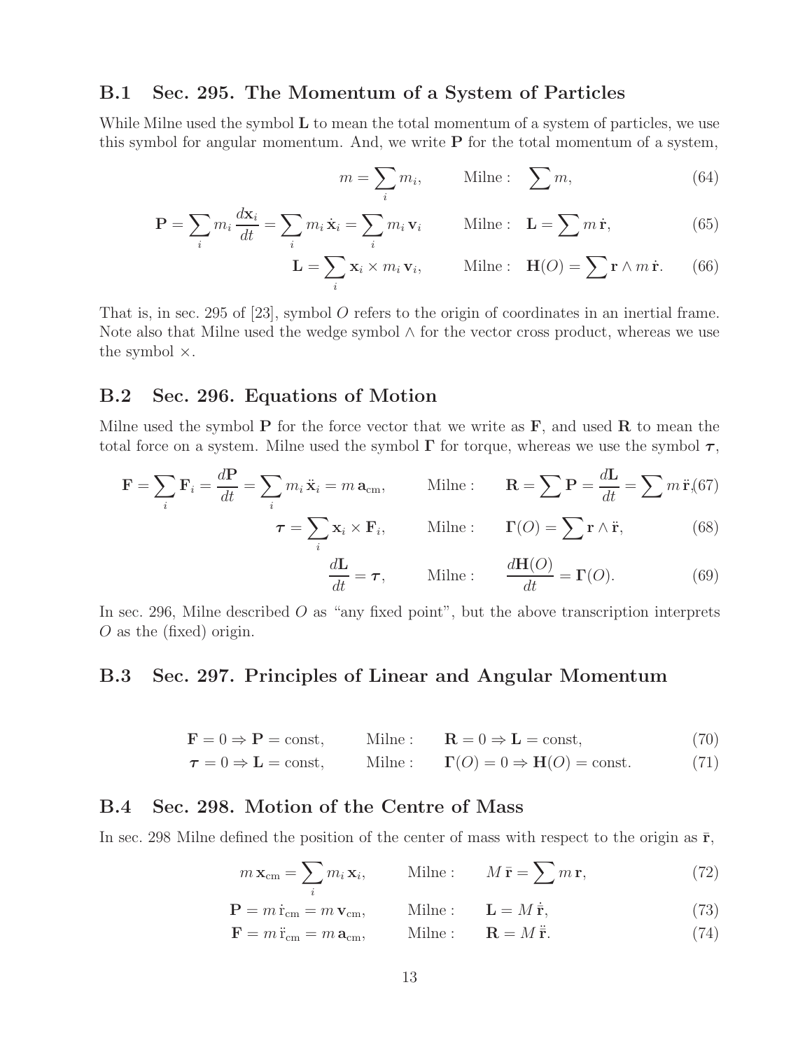### B.1 Sec. 295. The Momentum of a System of Particles

While Milne used the symbol $\mathbf{L}$ to mean the total momentum of a system of particles, we use this symbol for angular momentum. And, we write $\mathbf{P}$ for the total momentum of a system,

$$m = \sum_i m_i, \qquad \text{Milne :} \quad \sum m, \tag{64}$$

$$\mathbf{P} = \sum_i m_i \frac{d\mathbf{x}_i}{dt} = \sum_i m_i \, \dot{\mathbf{x}}_i = \sum_i m_i \, \mathbf{v}_i \qquad \text{Milne :} \quad \mathbf{L} = \sum m \, \dot{\mathbf{r}}, \tag{65}$$

$$\mathbf{L} = \sum_i \mathbf{x}_i \times m_i \, \mathbf{v}_i, \qquad \text{Milne :} \quad \mathbf{H}(O) = \sum \mathbf{r} \wedge m \, \dot{\mathbf{r}}. \tag{66}$$

That is, in sec. 295 of [23], symbol $O$ refers to the origin of coordinates in an inertial frame. Note also that Milne used the wedge symbol $\wedge$ for the vector cross product, whereas we use the symbol $\times$.

### B.2 Sec. 296. Equations of Motion

Milne used the symbol $\mathbf{P}$ for the force vector that we write as $\mathbf{F}$, and used $\mathbf{R}$ to mean the total force on a system. Milne used the symbol $\mathbf{\Gamma}$ for torque, whereas we use the symbol $\boldsymbol{\tau}$,

$$\mathbf{F} = \sum_i \mathbf{F}_i = \frac{d\mathbf{P}}{dt} = \sum_i m_i \, \ddot{\mathbf{x}}_i = m \, \mathbf{a}_{\rm cm}, \qquad \text{Milne :} \qquad \mathbf{R} = \sum \mathbf{P} = \frac{d\mathbf{L}}{dt} = \sum m \, \ddot{\mathbf{r}}, \tag{67}$$

$$\boldsymbol{\tau} = \sum_i \mathbf{x}_i \times \mathbf{F}_i, \qquad \text{Milne :} \qquad \mathbf{\Gamma}(O) = \sum \mathbf{r} \wedge \ddot{\mathbf{r}}, \tag{68}$$

$$\frac{d\mathbf{L}}{dt} = \boldsymbol{\tau}, \qquad \text{Milne :} \qquad \frac{d\mathbf{H}(O)}{dt} = \mathbf{\Gamma}(O). \tag{69}$$

In sec. 296, Milne described $O$ as "any fixed point", but the above transcription interprets $O$ as the (fixed) origin.

### B.3 Sec. 297. Principles of Linear and Angular Momentum

$$\mathbf{F} = 0 \Rightarrow \mathbf{P} = \text{const}, \qquad \text{Milne :} \qquad \mathbf{R} = 0 \Rightarrow \mathbf{L} = \text{const}, \tag{70}$$

$$\boldsymbol{\tau} = 0 \Rightarrow \mathbf{L} = \text{const}, \qquad \text{Milne :} \qquad \mathbf{\Gamma}(O) = 0 \Rightarrow \mathbf{H}(O) = \text{const}. \tag{71}$$

### B.4 Sec. 298. Motion of the Centre of Mass

In sec. 298 Milne defined the position of the center of mass with respect to the origin as $\bar{\mathbf{r}}$,

$$m \, \mathbf{x}_{\rm cm} = \sum_i m_i \, \mathbf{x}_i, \qquad \text{Milne :} \qquad M \, \bar{\mathbf{r}} = \sum m \, \mathbf{r}, \tag{72}$$

$$\mathbf{P} = m \, \dot{\mathrm{r}}_{\rm cm} = m \, \mathbf{v}_{\rm cm}, \qquad \text{Milne :} \qquad \mathbf{L} = M \, \dot{\bar{\mathbf{r}}}, \tag{73}$$

$$\mathbf{F} = m \, \ddot{\mathrm{r}}_{\rm cm} = m \, \mathbf{a}_{\rm cm}, \qquad \text{Milne :} \qquad \mathbf{R} = M \, \ddot{\bar{\mathbf{r}}}. \tag{74}$$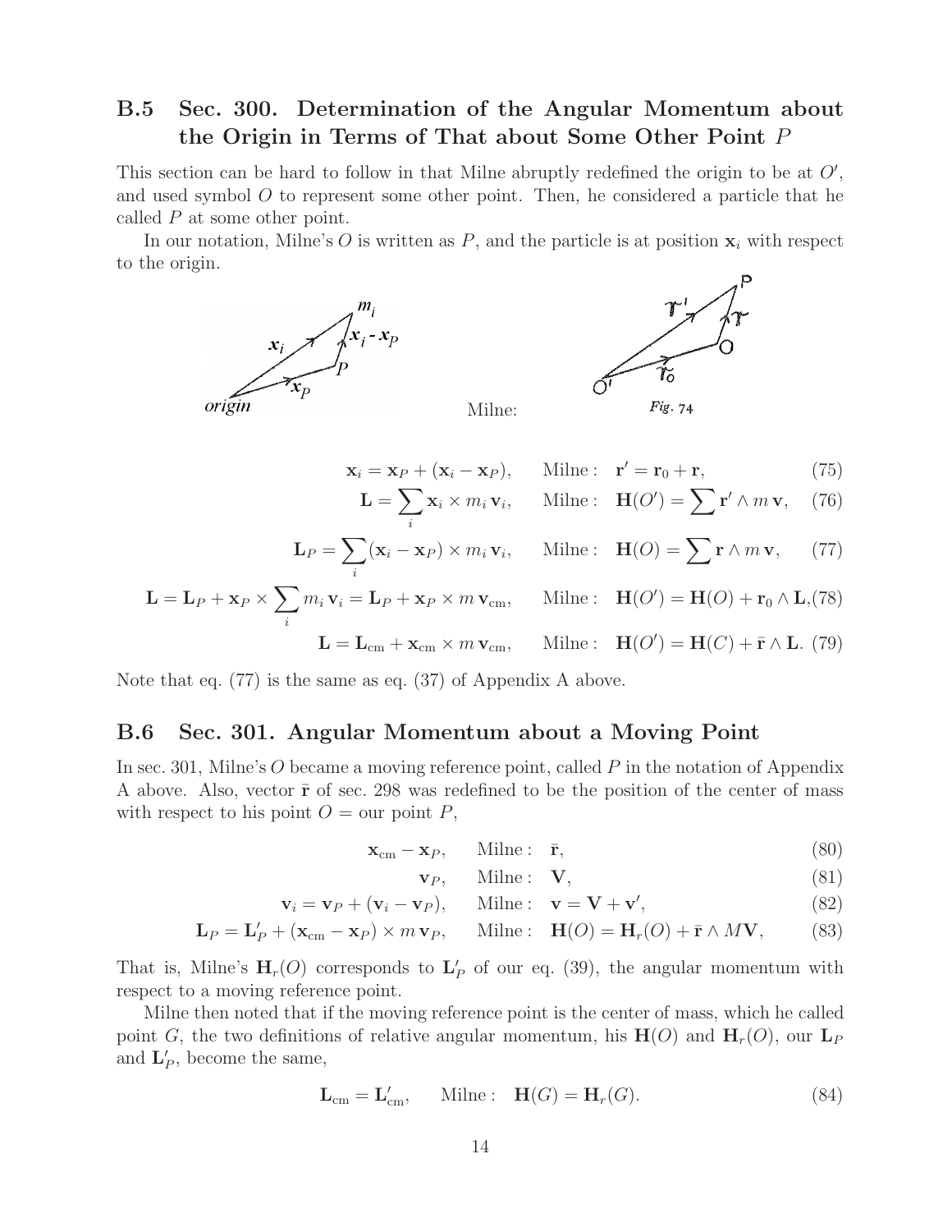## B.5 Sec. 300. Determination of the Angular Momentum about the Origin in Terms of That about Some Other Point $P$

This section can be hard to follow in that Milne abruptly redefined the origin to be at $O'$, and used symbol $O$ to represent some other point. Then, he considered a particle that he called $P$ at some other point.

In our notation, Milne's $O$ is written as $P$, and the particle is at position $\mathbf{x}_i$ with respect to the origin.

Milne: *Fig. 74*

$$\mathbf{x}_i = \mathbf{x}_P + (\mathbf{x}_i - \mathbf{x}_P), \qquad \text{Milne:} \quad \mathbf{r}' = \mathbf{r}_0 + \mathbf{r}, \tag{75}$$

$$\mathbf{L} = \sum_i \mathbf{x}_i \times m_i\, \mathbf{v}_i, \qquad \text{Milne:} \quad \mathbf{H}(O') = \sum \mathbf{r}' \wedge m\, \mathbf{v}, \tag{76}$$

$$\mathbf{L}_P = \sum_i (\mathbf{x}_i - \mathbf{x}_P) \times m_i\, \mathbf{v}_i, \qquad \text{Milne:} \quad \mathbf{H}(O) = \sum \mathbf{r} \wedge m\, \mathbf{v}, \tag{77}$$

$$\mathbf{L} = \mathbf{L}_P + \mathbf{x}_P \times \sum_i m_i\, \mathbf{v}_i = \mathbf{L}_P + \mathbf{x}_P \times m\, \mathbf{v}_{\rm cm}, \qquad \text{Milne:} \quad \mathbf{H}(O') = \mathbf{H}(O) + \mathbf{r}_0 \wedge \mathbf{L}, \tag{78}$$

$$\mathbf{L} = \mathbf{L}_{\rm cm} + \mathbf{x}_{\rm cm} \times m\, \mathbf{v}_{\rm cm}, \qquad \text{Milne:} \quad \mathbf{H}(O') = \mathbf{H}(C) + \bar{\mathbf{r}} \wedge \mathbf{L}. \tag{79}$$

Note that eq. (77) is the same as eq. (37) of Appendix A above.

## B.6 Sec. 301. Angular Momentum about a Moving Point

In sec. 301, Milne's $O$ became a moving reference point, called $P$ in the notation of Appendix A above. Also, vector $\bar{\mathbf{r}}$ of sec. 298 was redefined to be the position of the center of mass with respect to his point $O =$ our point $P$,

$$\mathbf{x}_{\rm cm} - \mathbf{x}_P, \qquad \text{Milne:} \quad \bar{\mathbf{r}}, \tag{80}$$

$$\mathbf{v}_P, \qquad \text{Milne:} \quad \mathbf{V}, \tag{81}$$

$$\mathbf{v}_i = \mathbf{v}_P + (\mathbf{v}_i - \mathbf{v}_P), \qquad \text{Milne:} \quad \mathbf{v} = \mathbf{V} + \mathbf{v}', \tag{82}$$

$$\mathbf{L}_P = \mathbf{L}'_P + (\mathbf{x}_{\rm cm} - \mathbf{x}_P) \times m\, \mathbf{v}_P, \qquad \text{Milne:} \quad \mathbf{H}(O) = \mathbf{H}_r(O) + \bar{\mathbf{r}} \wedge M\mathbf{V}, \tag{83}$$

That is, Milne's $\mathbf{H}_r(O)$ corresponds to $\mathbf{L}'_P$ of our eq. (39), the angular momentum with respect to a moving reference point.

Milne then noted that if the moving reference point is the center of mass, which he called point $G$, the two definitions of relative angular momentum, his $\mathbf{H}(O)$ and $\mathbf{H}_r(O)$, our $\mathbf{L}_P$ and $\mathbf{L}'_P$, become the same,

$$\mathbf{L}_{\rm cm} = \mathbf{L}'_{\rm cm}, \qquad \text{Milne:} \quad \mathbf{H}(G) = \mathbf{H}_r(G). \tag{84}$$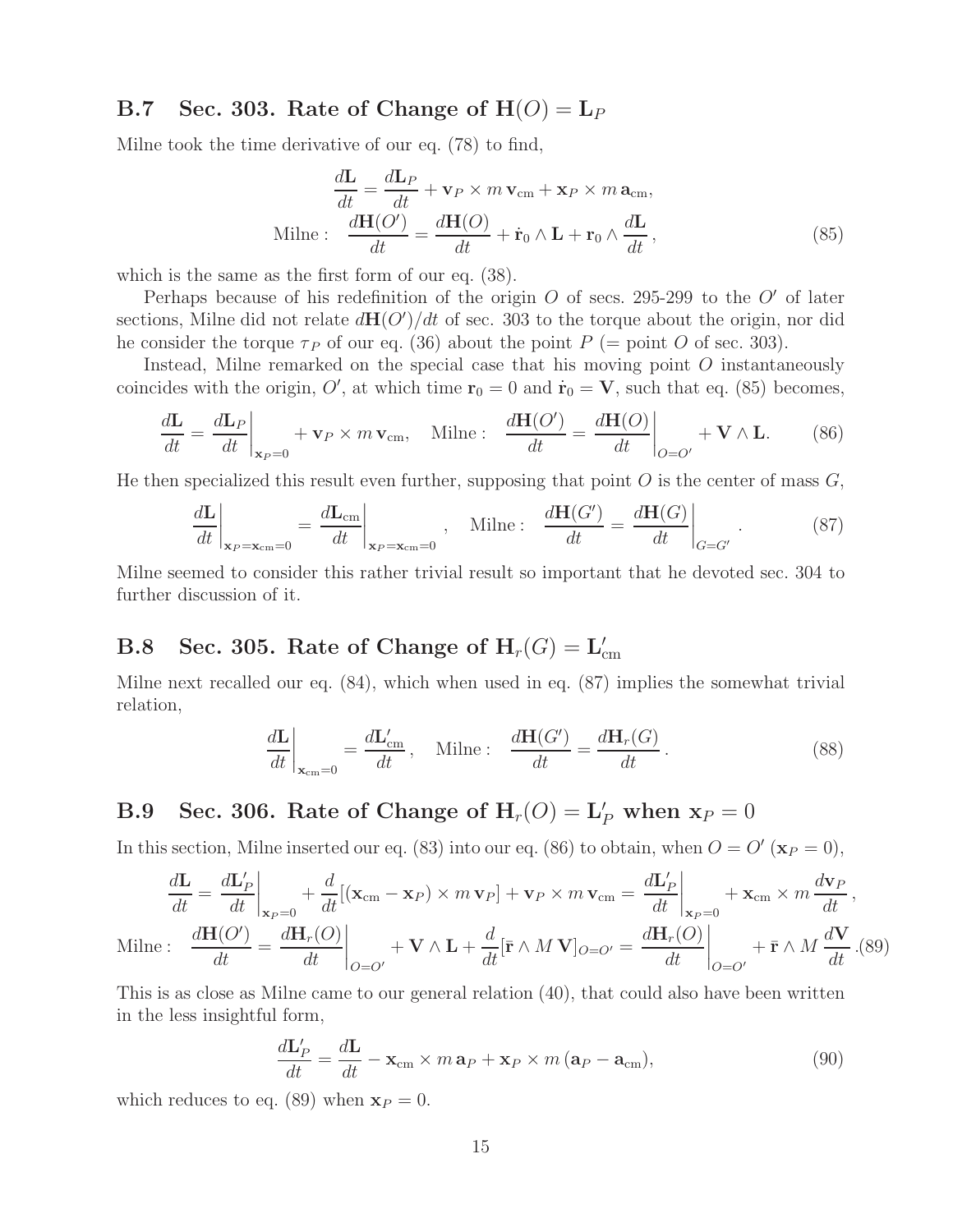## B.7 Sec. 303. Rate of Change of $\mathbf{H}(O) = \mathbf{L}_P$

Milne took the time derivative of our eq. (78) to find,

$$
\begin{aligned}
\frac{d\mathbf{L}}{dt} &= \frac{d\mathbf{L}_P}{dt} + \mathbf{v}_P \times m\,\mathbf{v}_{\rm cm} + \mathbf{x}_P \times m\,\mathbf{a}_{\rm cm}, \\
\text{Milne}: \quad \frac{d\mathbf{H}(O')}{dt} &= \frac{d\mathbf{H}(O)}{dt} + \dot{\mathbf{r}}_0 \wedge \mathbf{L} + \mathbf{r}_0 \wedge \frac{d\mathbf{L}}{dt}\,,
\end{aligned}
\tag{85}
$$

which is the same as the first form of our eq. (38).

Perhaps because of his redefinition of the origin $O$ of secs. 295-299 to the $O'$ of later sections, Milne did not relate $d\mathbf{H}(O')/dt$ of sec. 303 to the torque about the origin, nor did he consider the torque $\tau_P$ of our eq. (36) about the point $P$ (= point $O$ of sec. 303).

Instead, Milne remarked on the special case that his moving point $O$ instantaneously coincides with the origin, $O'$, at which time $\mathbf{r}_0 = 0$ and $\dot{\mathbf{r}}_0 = \mathbf{V}$, such that eq. (85) becomes,

$$
\frac{d\mathbf{L}}{dt} = \left.\frac{d\mathbf{L}_P}{dt}\right|_{\mathbf{x}_P=0} + \mathbf{v}_P \times m\,\mathbf{v}_{\rm cm}, \quad \text{Milne}: \quad \frac{d\mathbf{H}(O')}{dt} = \left.\frac{d\mathbf{H}(O)}{dt}\right|_{O=O'} + \mathbf{V} \wedge \mathbf{L}. \tag{86}
$$

He then specialized this result even further, supposing that point $O$ is the center of mass $G$,

$$
\left.\frac{d\mathbf{L}}{dt}\right|_{\mathbf{x}_P=\mathbf{x}_{\rm cm}=0} = \left.\frac{d\mathbf{L}_{\rm cm}}{dt}\right|_{\mathbf{x}_P=\mathbf{x}_{\rm cm}=0}, \quad \text{Milne}: \quad \frac{d\mathbf{H}(G')}{dt} = \left.\frac{d\mathbf{H}(G)}{dt}\right|_{G=G'}. \tag{87}
$$

Milne seemed to consider this rather trivial result so important that he devoted sec. 304 to further discussion of it.

## B.8 Sec. 305. Rate of Change of $\mathbf{H}_r(G) = \mathbf{L}'_{\rm cm}$

Milne next recalled our eq. (84), which when used in eq. (87) implies the somewhat trivial relation,

$$
\left.\frac{d\mathbf{L}}{dt}\right|_{\mathbf{x}_{\rm cm}=0} = \frac{d\mathbf{L}'_{\rm cm}}{dt}, \quad \text{Milne}: \quad \frac{d\mathbf{H}(G')}{dt} = \frac{d\mathbf{H}_r(G)}{dt}. \tag{88}
$$

## B.9 Sec. 306. Rate of Change of $\mathbf{H}_r(O) = \mathbf{L}'_P$ when $\mathbf{x}_P = 0$

In this section, Milne inserted our eq. (83) into our eq. (86) to obtain, when $O = O'$ ($\mathbf{x}_P = 0$),

$$
\begin{aligned}
\frac{d\mathbf{L}}{dt} &= \left.\frac{d\mathbf{L}'_P}{dt}\right|_{\mathbf{x}_P=0} + \frac{d}{dt}[(\mathbf{x}_{\rm cm} - \mathbf{x}_P) \times m\,\mathbf{v}_P] + \mathbf{v}_P \times m\,\mathbf{v}_{\rm cm} = \left.\frac{d\mathbf{L}'_P}{dt}\right|_{\mathbf{x}_P=0} + \mathbf{x}_{\rm cm} \times m\,\frac{d\mathbf{v}_P}{dt}\,, \\
\text{Milne}: \quad \frac{d\mathbf{H}(O')}{dt} &= \left.\frac{d\mathbf{H}_r(O)}{dt}\right|_{O=O'} + \mathbf{V} \wedge \mathbf{L} + \frac{d}{dt}[\bar{\mathbf{r}} \wedge M\,\mathbf{V}]_{O=O'} = \left.\frac{d\mathbf{H}_r(O)}{dt}\right|_{O=O'} + \bar{\mathbf{r}} \wedge M\,\frac{d\mathbf{V}}{dt}\,.
\end{aligned}
\tag{89}
$$

This is as close as Milne came to our general relation (40), that could also have been written in the less insightful form,

$$
\frac{d\mathbf{L}'_P}{dt} = \frac{d\mathbf{L}}{dt} - \mathbf{x}_{\rm cm} \times m\,\mathbf{a}_P + \mathbf{x}_P \times m\,(\mathbf{a}_P - \mathbf{a}_{\rm cm}), \tag{90}
$$

which reduces to eq. (89) when $\mathbf{x}_P = 0$.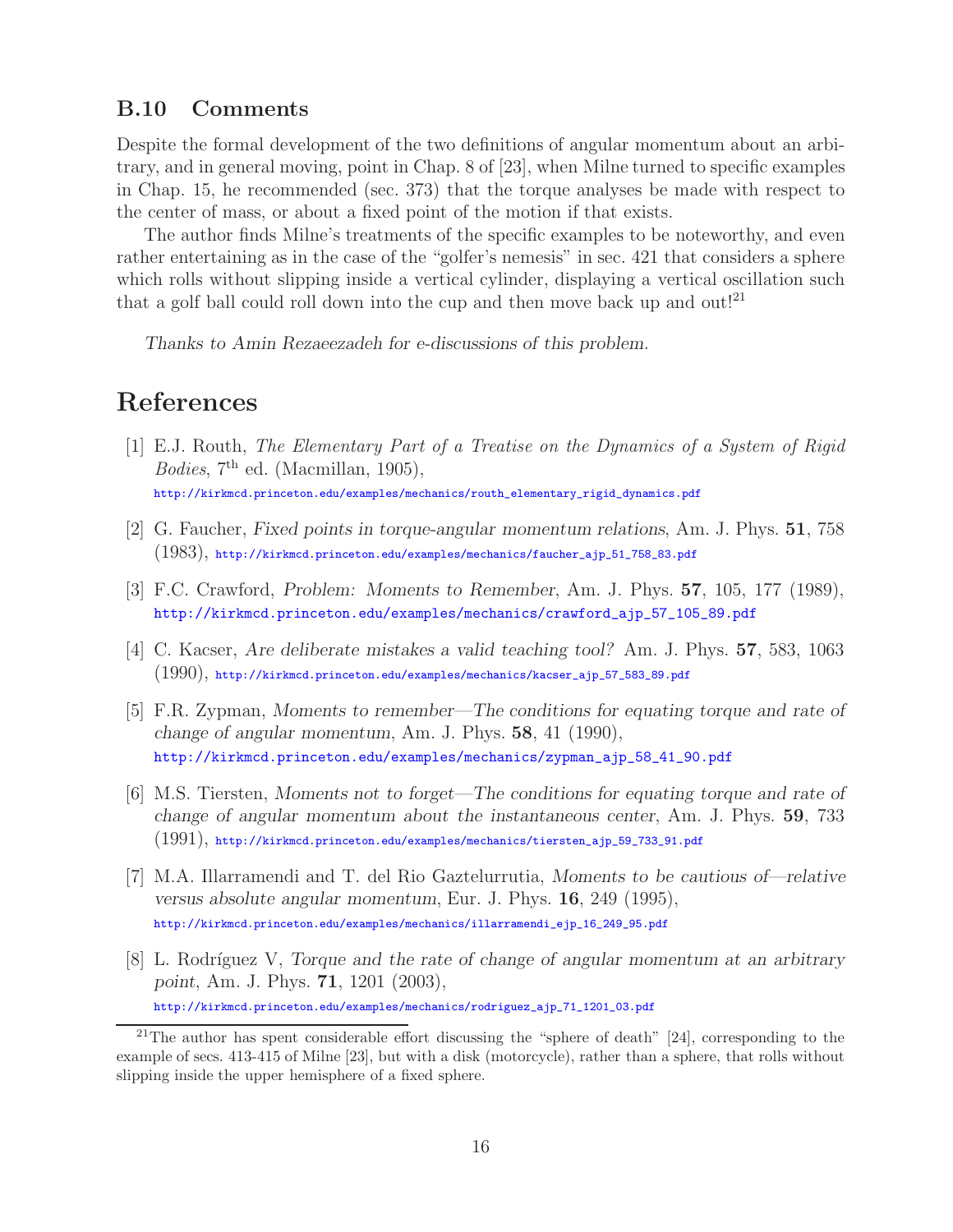### B.10 Comments

Despite the formal development of the two definitions of angular momentum about an arbitrary, and in general moving, point in Chap. 8 of [23], when Milne turned to specific examples in Chap. 15, he recommended (sec. 373) that the torque analyses be made with respect to the center of mass, or about a fixed point of the motion if that exists.

The author finds Milne's treatments of the specific examples to be noteworthy, and even rather entertaining as in the case of the "golfer's nemesis" in sec. 421 that considers a sphere which rolls without slipping inside a vertical cylinder, displaying a vertical oscillation such that a golf ball could roll down into the cup and then move back up and out![21]

*Thanks to Amin Rezaeezadeh for e-discussions of this problem.*

## References

[1] E.J. Routh, *The Elementary Part of a Treatise on the Dynamics of a System of Rigid Bodies*, 7th ed. (Macmillan, 1905),
http://kirkmcd.princeton.edu/examples/mechanics/routh_elementary_rigid_dynamics.pdf

[2] G. Faucher, *Fixed points in torque-angular momentum relations*, Am. J. Phys. **51**, 758 (1983), http://kirkmcd.princeton.edu/examples/mechanics/faucher_ajp_51_758_83.pdf

[3] F.C. Crawford, *Problem: Moments to Remember*, Am. J. Phys. **57**, 105, 177 (1989),
http://kirkmcd.princeton.edu/examples/mechanics/crawford_ajp_57_105_89.pdf

[4] C. Kacser, *Are deliberate mistakes a valid teaching tool?* Am. J. Phys. **57**, 583, 1063 (1990), http://kirkmcd.princeton.edu/examples/mechanics/kacser_ajp_57_583_89.pdf

[5] F.R. Zypman, *Moments to remember—The conditions for equating torque and rate of change of angular momentum*, Am. J. Phys. **58**, 41 (1990),
http://kirkmcd.princeton.edu/examples/mechanics/zypman_ajp_58_41_90.pdf

[6] M.S. Tiersten, *Moments not to forget—The conditions for equating torque and rate of change of angular momentum about the instantaneous center*, Am. J. Phys. **59**, 733 (1991), http://kirkmcd.princeton.edu/examples/mechanics/tiersten_ajp_59_733_91.pdf

[7] M.A. Illarramendi and T. del Rio Gaztelurrutia, *Moments to be cautious of—relative versus absolute angular momentum*, Eur. J. Phys. **16**, 249 (1995),
http://kirkmcd.princeton.edu/examples/mechanics/illarramendi_ejp_16_249_95.pdf

[8] L. Rodríguez V, *Torque and the rate of change of angular momentum at an arbitrary point*, Am. J. Phys. **71**, 1201 (2003),
http://kirkmcd.princeton.edu/examples/mechanics/rodriguez_ajp_71_1201_03.pdf

[21] The author has spent considerable effort discussing the "sphere of death" [24], corresponding to the example of secs. 413-415 of Milne [23], but with a disk (motorcycle), rather than a sphere, that rolls without slipping inside the upper hemisphere of a fixed sphere.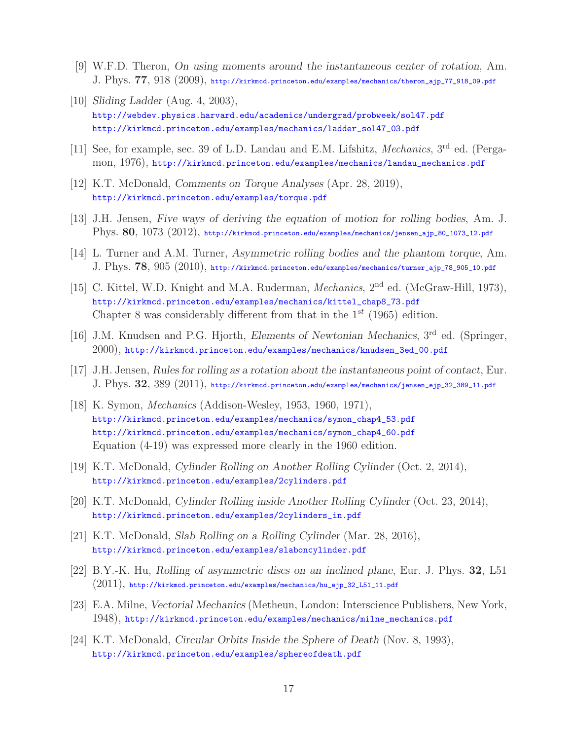[9] W.F.D. Theron, *On using moments around the instantaneous center of rotation*, Am. J. Phys. **77**, 918 (2009), http://kirkmcd.princeton.edu/examples/mechanics/theron_ajp_77_918_09.pdf

[10] *Sliding Ladder* (Aug. 4, 2003),
http://webdev.physics.harvard.edu/academics/undergrad/probweek/sol47.pdf
http://kirkmcd.princeton.edu/examples/mechanics/ladder_sol47_03.pdf

[11] See, for example, sec. 39 of L.D. Landau and E.M. Lifshitz, *Mechanics*, 3rd ed. (Pergamon, 1976), http://kirkmcd.princeton.edu/examples/mechanics/landau_mechanics.pdf

[12] K.T. McDonald, *Comments on Torque Analyses* (Apr. 28, 2019),
http://kirkmcd.princeton.edu/examples/torque.pdf

[13] J.H. Jensen, *Five ways of deriving the equation of motion for rolling bodies*, Am. J. Phys. **80**, 1073 (2012), http://kirkmcd.princeton.edu/examples/mechanics/jensen_ajp_80_1073_12.pdf

[14] L. Turner and A.M. Turner, *Asymmetric rolling bodies and the phantom torque*, Am. J. Phys. **78**, 905 (2010), http://kirkmcd.princeton.edu/examples/mechanics/turner_ajp_78_905_10.pdf

[15] C. Kittel, W.D. Knight and M.A. Ruderman, *Mechanics*, 2nd ed. (McGraw-Hill, 1973),
http://kirkmcd.princeton.edu/examples/mechanics/kittel_chap8_73.pdf
Chapter 8 was considerably different from that in the 1st (1965) edition.

[16] J.M. Knudsen and P.G. Hjorth, *Elements of Newtonian Mechanics*, 3rd ed. (Springer, 2000), http://kirkmcd.princeton.edu/examples/mechanics/knudsen_3ed_00.pdf

[17] J.H. Jensen, *Rules for rolling as a rotation about the instantaneous point of contact*, Eur. J. Phys. **32**, 389 (2011), http://kirkmcd.princeton.edu/examples/mechanics/jensen_ejp_32_389_11.pdf

[18] K. Symon, *Mechanics* (Addison-Wesley, 1953, 1960, 1971),
http://kirkmcd.princeton.edu/examples/mechanics/symon_chap4_53.pdf
http://kirkmcd.princeton.edu/examples/mechanics/symon_chap4_60.pdf
Equation (4-19) was expressed more clearly in the 1960 edition.

[19] K.T. McDonald, *Cylinder Rolling on Another Rolling Cylinder* (Oct. 2, 2014),
http://kirkmcd.princeton.edu/examples/2cylinders.pdf

[20] K.T. McDonald, *Cylinder Rolling inside Another Rolling Cylinder* (Oct. 23, 2014),
http://kirkmcd.princeton.edu/examples/2cylinders_in.pdf

[21] K.T. McDonald, *Slab Rolling on a Rolling Cylinder* (Mar. 28, 2016),
http://kirkmcd.princeton.edu/examples/slaboncylinder.pdf

[22] B.Y.-K. Hu, *Rolling of asymmetric discs on an inclined plane*, Eur. J. Phys. **32**, L51 (2011), http://kirkmcd.princeton.edu/examples/mechanics/hu_ejp_32_L51_11.pdf

[23] E.A. Milne, *Vectorial Mechanics* (Metheun, London; Interscience Publishers, New York, 1948), http://kirkmcd.princeton.edu/examples/mechanics/milne_mechanics.pdf

[24] K.T. McDonald, *Circular Orbits Inside the Sphere of Death* (Nov. 8, 1993),
http://kirkmcd.princeton.edu/examples/sphereofdeath.pdf